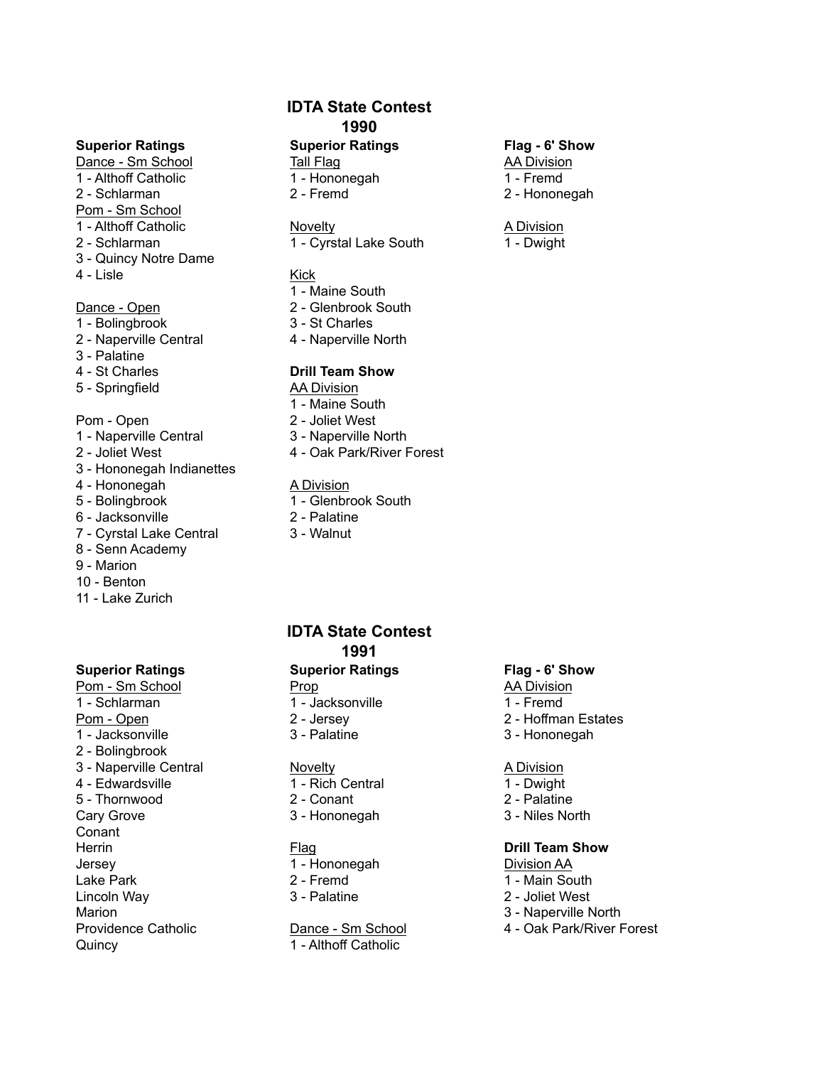# IDTA State Contest
## 1990

**Superior Ratings**

Dance - Sm School
1 - Althoff Catholic
2 - Schlarman

Pom - Sm School
1 - Althoff Catholic
2 - Schlarman
3 - Quincy Notre Dame
4 - Lisle

Dance - Open
1 - Bolingbrook
2 - Naperville Central
3 - Palatine
4 - St Charles
5 - Springfield

Pom - Open
1 - Naperville Central
2 - Joliet West
3 - Hononegah Indianettes
4 - Hononegah
5 - Bolingbrook
6 - Jacksonville
7 - Cyrstal Lake Central
8 - Senn Academy
9 - Marion
10 - Benton
11 - Lake Zurich

**Superior Ratings**

Tall Flag
1 - Hononegah
2 - Fremd

Novelty
1 - Cyrstal Lake South

Kick
1 - Maine South
2 - Glenbrook South
3 - St Charles
4 - Naperville North

**Drill Team Show**

AA Division
1 - Maine South
2 - Joliet West
3 - Naperville North
4 - Oak Park/River Forest

A Division
1 - Glenbrook South
2 - Palatine
3 - Walnut

**Flag - 6' Show**

AA Division
1 - Fremd
2 - Hononegah

A Division
1 - Dwight

# IDTA State Contest
## 1991

**Superior Ratings**

Pom - Sm School
1 - Schlarman

Pom - Open
1 - Jacksonville
2 - Bolingbrook
3 - Naperville Central
4 - Edwardsville
5 - Thornwood
Cary Grove
Conant
Herrin
Jersey
Lake Park
Lincoln Way
Marion
Providence Catholic
Quincy

**Superior Ratings**

Prop
1 - Jacksonville
2 - Jersey
3 - Palatine

Novelty
1 - Rich Central
2 - Conant
3 - Hononegah

Flag
1 - Hononegah
2 - Fremd
3 - Palatine

Dance - Sm School
1 - Althoff Catholic

**Flag - 6' Show**

AA Division
1 - Fremd
2 - Hoffman Estates
3 - Hononegah

A Division
1 - Dwight
2 - Palatine
3 - Niles North

**Drill Team Show**

Division AA
1 - Main South
2 - Joliet West
3 - Naperville North
4 - Oak Park/River Forest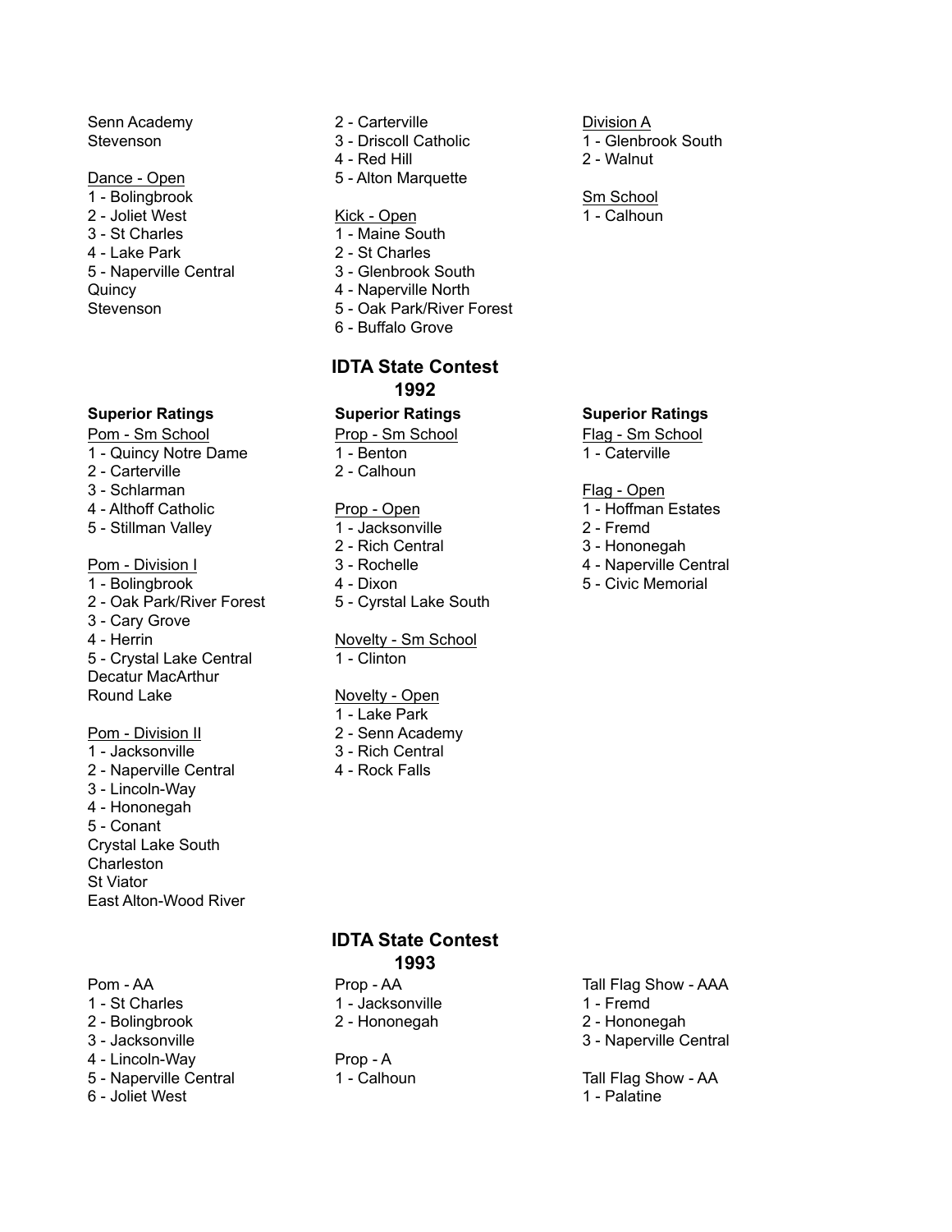Senn Academy
Stevenson

Dance - Open
1 - Bolingbrook
2 - Joliet West
3 - St Charles
4 - Lake Park
5 - Naperville Central
Quincy
Stevenson

2 - Carterville
3 - Driscoll Catholic
4 - Red Hill
5 - Alton Marquette

Kick - Open
1 - Maine South
2 - St Charles
3 - Glenbrook South
4 - Naperville North
5 - Oak Park/River Forest
6 - Buffalo Grove

Division A
1 - Glenbrook South
2 - Walnut

Sm School
1 - Calhoun

## IDTA State Contest 1992

**Superior Ratings**

Pom - Sm School
1 - Quincy Notre Dame
2 - Carterville
3 - Schlarman
4 - Althoff Catholic
5 - Stillman Valley

Pom - Division I
1 - Bolingbrook
2 - Oak Park/River Forest
3 - Cary Grove
4 - Herrin
5 - Crystal Lake Central
Decatur MacArthur
Round Lake

Pom - Division II
1 - Jacksonville
2 - Naperville Central
3 - Lincoln-Way
4 - Hononegah
5 - Conant
Crystal Lake South
Charleston
St Viator
East Alton-Wood River

**Superior Ratings**

Prop - Sm School
1 - Benton
2 - Calhoun

Prop - Open
1 - Jacksonville
2 - Rich Central
3 - Rochelle
4 - Dixon
5 - Cyrstal Lake South

Novelty - Sm School
1 - Clinton

Novelty - Open
1 - Lake Park
2 - Senn Academy
3 - Rich Central
4 - Rock Falls

**Superior Ratings**

Flag - Sm School
1 - Caterville

Flag - Open
1 - Hoffman Estates
2 - Fremd
3 - Hononegah
4 - Naperville Central
5 - Civic Memorial

## IDTA State Contest 1993

Pom - AA
1 - St Charles
2 - Bolingbrook
3 - Jacksonville
4 - Lincoln-Way
5 - Naperville Central
6 - Joliet West

Prop - AA
1 - Jacksonville
2 - Hononegah

Prop - A
1 - Calhoun

Tall Flag Show - AAA
1 - Fremd
2 - Hononegah
3 - Naperville Central

Tall Flag Show - AA
1 - Palatine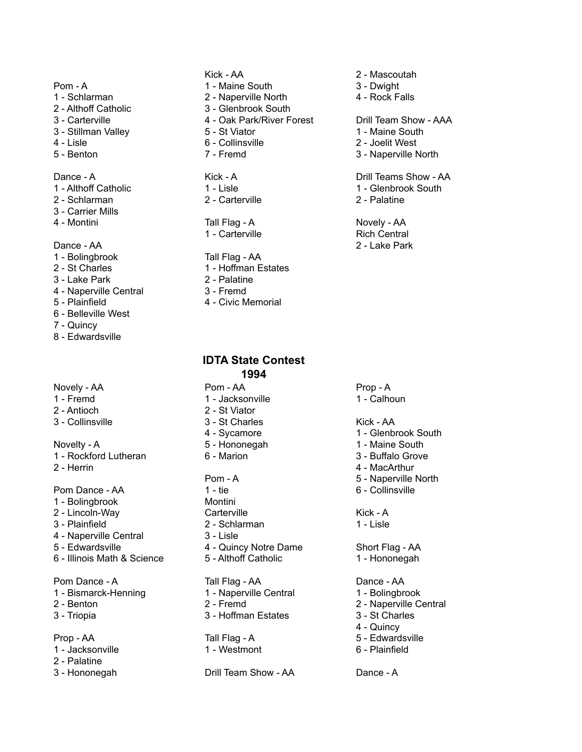Pom - A
1 - Schlarman
2 - Althoff Catholic
3 - Carterville
3 - Stillman Valley
4 - Lisle
5 - Benton

Dance - A
1 - Althoff Catholic
2 - Schlarman
3 - Carrier Mills
4 - Montini

Dance - AA
1 - Bolingbrook
2 - St Charles
3 - Lake Park
4 - Naperville Central
5 - Plainfield
6 - Belleville West
7 - Quincy
8 - Edwardsville

Kick - AA
1 - Maine South
2 - Naperville North
3 - Glenbrook South
4 - Oak Park/River Forest
5 - St Viator
6 - Collinsville
7 - Fremd

Kick - A
1 - Lisle
2 - Carterville

Tall Flag - A
1 - Carterville

Tall Flag - AA
1 - Hoffman Estates
2 - Palatine
3 - Fremd
4 - Civic Memorial

2 - Mascoutah
3 - Dwight
4 - Rock Falls

Drill Team Show - AAA
1 - Maine South
2 - Joelit West
3 - Naperville North

Drill Teams Show - AA
1 - Glenbrook South
2 - Palatine

Novely - AA
Rich Central
2 - Lake Park

## IDTA State Contest 1994

Novely - AA
1 - Fremd
2 - Antioch
3 - Collinsville

Novelty - A
1 - Rockford Lutheran
2 - Herrin

Pom Dance - AA
1 - Bolingbrook
2 - Lincoln-Way
3 - Plainfield
4 - Naperville Central
5 - Edwardsville
6 - Illinois Math & Science

Pom Dance - A
1 - Bismarck-Henning
2 - Benton
3 - Triopia

Prop - AA
1 - Jacksonville
2 - Palatine
3 - Hononegah

Pom - AA
1 - Jacksonville
2 - St Viator
3 - St Charles
4 - Sycamore
5 - Hononegah
6 - Marion

Pom - A
1 - tie
Montini
Carterville
2 - Schlarman
3 - Lisle
4 - Quincy Notre Dame
5 - Althoff Catholic

Tall Flag - AA
1 - Naperville Central
2 - Fremd
3 - Hoffman Estates

Tall Flag - A
1 - Westmont

Drill Team Show - AA

Prop - A
1 - Calhoun

Kick - AA
1 - Glenbrook South
1 - Maine South
3 - Buffalo Grove
4 - MacArthur
5 - Naperville North
6 - Collinsville

Kick - A
1 - Lisle

Short Flag - AA
1 - Hononegah

Dance - AA
1 - Bolingbrook
2 - Naperville Central
3 - St Charles
4 - Quincy
5 - Edwardsville
6 - Plainfield

Dance - A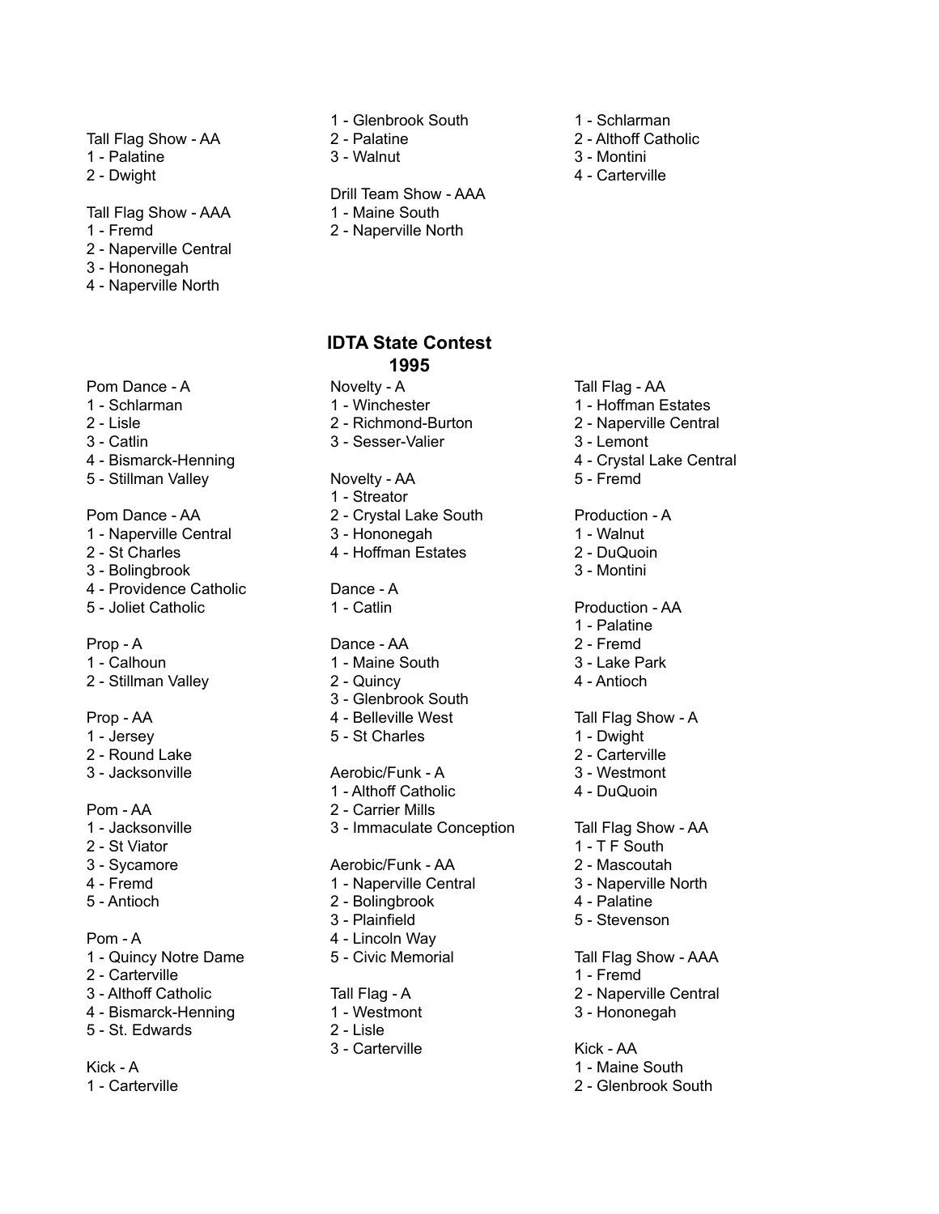Tall Flag Show - AA
1 - Palatine
2 - Dwight

Tall Flag Show - AAA
1 - Fremd
2 - Naperville Central
3 - Hononegah
4 - Naperville North

1 - Glenbrook South
2 - Palatine
3 - Walnut

Drill Team Show - AAA
1 - Maine South
2 - Naperville North

1 - Schlarman
2 - Althoff Catholic
3 - Montini
4 - Carterville

## IDTA State Contest 1995

Pom Dance - A
1 - Schlarman
2 - Lisle
3 - Catlin
4 - Bismarck-Henning
5 - Stillman Valley

Pom Dance - AA
1 - Naperville Central
2 - St Charles
3 - Bolingbrook
4 - Providence Catholic
5 - Joliet Catholic

Prop - A
1 - Calhoun
2 - Stillman Valley

Prop - AA
1 - Jersey
2 - Round Lake
3 - Jacksonville

Pom - AA
1 - Jacksonville
2 - St Viator
3 - Sycamore
4 - Fremd
5 - Antioch

Pom - A
1 - Quincy Notre Dame
2 - Carterville
3 - Althoff Catholic
4 - Bismarck-Henning
5 - St. Edwards

Kick - A
1 - Carterville

Novelty - A
1 - Winchester
2 - Richmond-Burton
3 - Sesser-Valier

Novelty - AA
1 - Streator
2 - Crystal Lake South
3 - Hononegah
4 - Hoffman Estates

Dance - A
1 - Catlin

Dance - AA
1 - Maine South
2 - Quincy
3 - Glenbrook South
4 - Belleville West
5 - St Charles

Aerobic/Funk - A
1 - Althoff Catholic
2 - Carrier Mills
3 - Immaculate Conception

Aerobic/Funk - AA
1 - Naperville Central
2 - Bolingbrook
3 - Plainfield
4 - Lincoln Way
5 - Civic Memorial

Tall Flag - A
1 - Westmont
2 - Lisle
3 - Carterville

Tall Flag - AA
1 - Hoffman Estates
2 - Naperville Central
3 - Lemont
4 - Crystal Lake Central
5 - Fremd

Production - A
1 - Walnut
2 - DuQuoin
3 - Montini

Production - AA
1 - Palatine
2 - Fremd
3 - Lake Park
4 - Antioch

Tall Flag Show - A
1 - Dwight
2 - Carterville
3 - Westmont
4 - DuQuoin

Tall Flag Show - AA
1 - T F South
2 - Mascoutah
3 - Naperville North
4 - Palatine
5 - Stevenson

Tall Flag Show - AAA
1 - Fremd
2 - Naperville Central
3 - Hononegah

Kick - AA
1 - Maine South
2 - Glenbrook South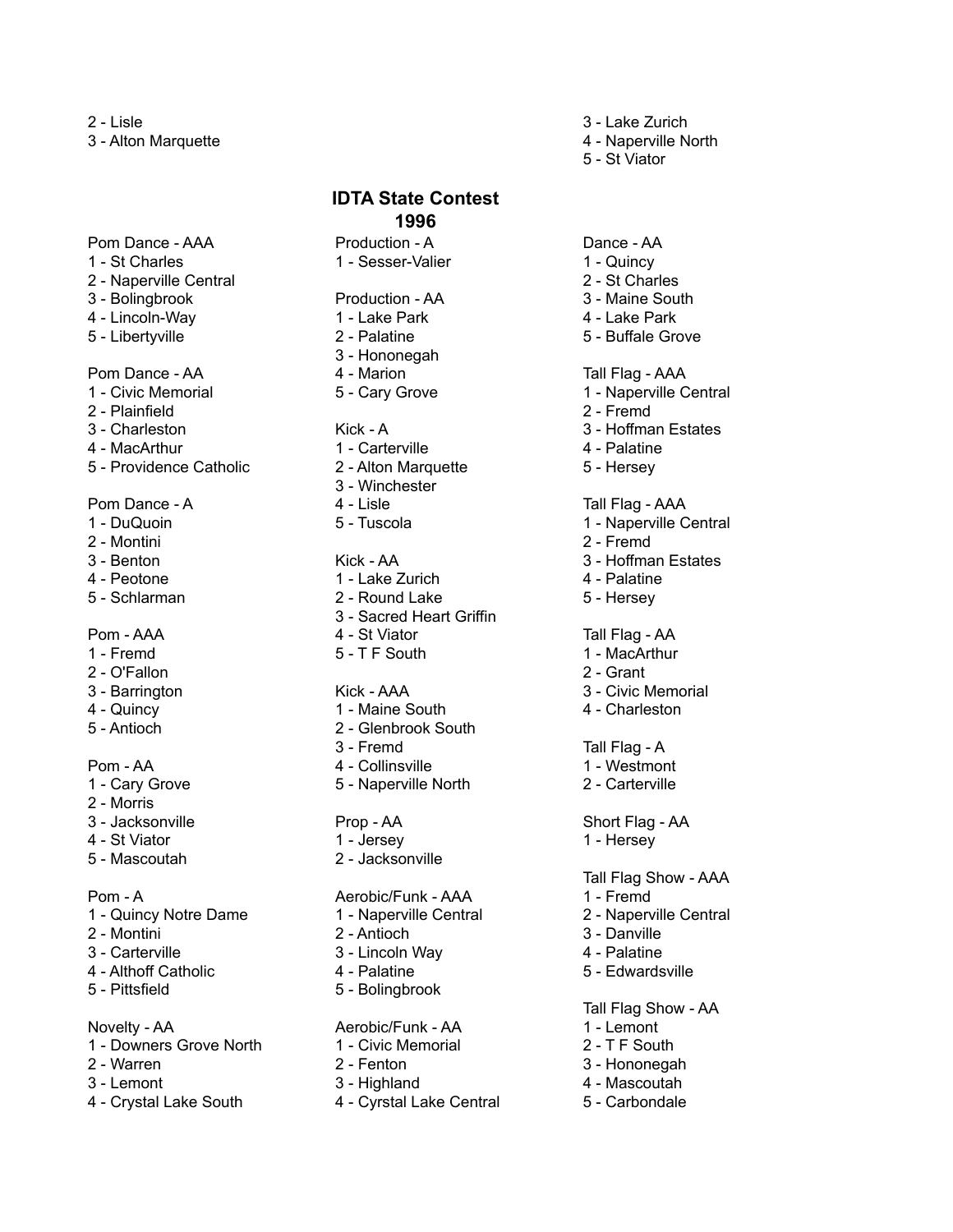2 - Lisle
3 - Alton Marquette

3 - Lake Zurich
4 - Naperville North
5 - St Viator

## IDTA State Contest 1996

Pom Dance - AAA
1 - St Charles
2 - Naperville Central
3 - Bolingbrook
4 - Lincoln-Way
5 - Libertyville

Pom Dance - AA
1 - Civic Memorial
2 - Plainfield
3 - Charleston
4 - MacArthur
5 - Providence Catholic

Pom Dance - A
1 - DuQuoin
2 - Montini
3 - Benton
4 - Peotone
5 - Schlarman

Pom - AAA
1 - Fremd
2 - O'Fallon
3 - Barrington
4 - Quincy
5 - Antioch

Pom - AA
1 - Cary Grove
2 - Morris
3 - Jacksonville
4 - St Viator
5 - Mascoutah

Pom - A
1 - Quincy Notre Dame
2 - Montini
3 - Carterville
4 - Althoff Catholic
5 - Pittsfield

Novelty - AA
1 - Downers Grove North
2 - Warren
3 - Lemont
4 - Crystal Lake South

Production - A
1 - Sesser-Valier

Production - AA
1 - Lake Park
2 - Palatine
3 - Hononegah
4 - Marion
5 - Cary Grove

Kick - A
1 - Carterville
2 - Alton Marquette
3 - Winchester
4 - Lisle
5 - Tuscola

Kick - AA
1 - Lake Zurich
2 - Round Lake
3 - Sacred Heart Griffin
4 - St Viator
5 - T F South

Kick - AAA
1 - Maine South
2 - Glenbrook South
3 - Fremd
4 - Collinsville
5 - Naperville North

Prop - AA
1 - Jersey
2 - Jacksonville

Aerobic/Funk - AAA
1 - Naperville Central
2 - Antioch
3 - Lincoln Way
4 - Palatine
5 - Bolingbrook

Aerobic/Funk - AA
1 - Civic Memorial
2 - Fenton
3 - Highland
4 - Cyrstal Lake Central

Dance - AA
1 - Quincy
2 - St Charles
3 - Maine South
4 - Lake Park
5 - Buffale Grove

Tall Flag - AAA
1 - Naperville Central
2 - Fremd
3 - Hoffman Estates
4 - Palatine
5 - Hersey

Tall Flag - AAA
1 - Naperville Central
2 - Fremd
3 - Hoffman Estates
4 - Palatine
5 - Hersey

Tall Flag - AA
1 - MacArthur
2 - Grant
3 - Civic Memorial
4 - Charleston

Tall Flag - A
1 - Westmont
2 - Carterville

Short Flag - AA
1 - Hersey

Tall Flag Show - AAA
1 - Fremd
2 - Naperville Central
3 - Danville
4 - Palatine
5 - Edwardsville

Tall Flag Show - AA
1 - Lemont
2 - T F South
3 - Hononegah
4 - Mascoutah
5 - Carbondale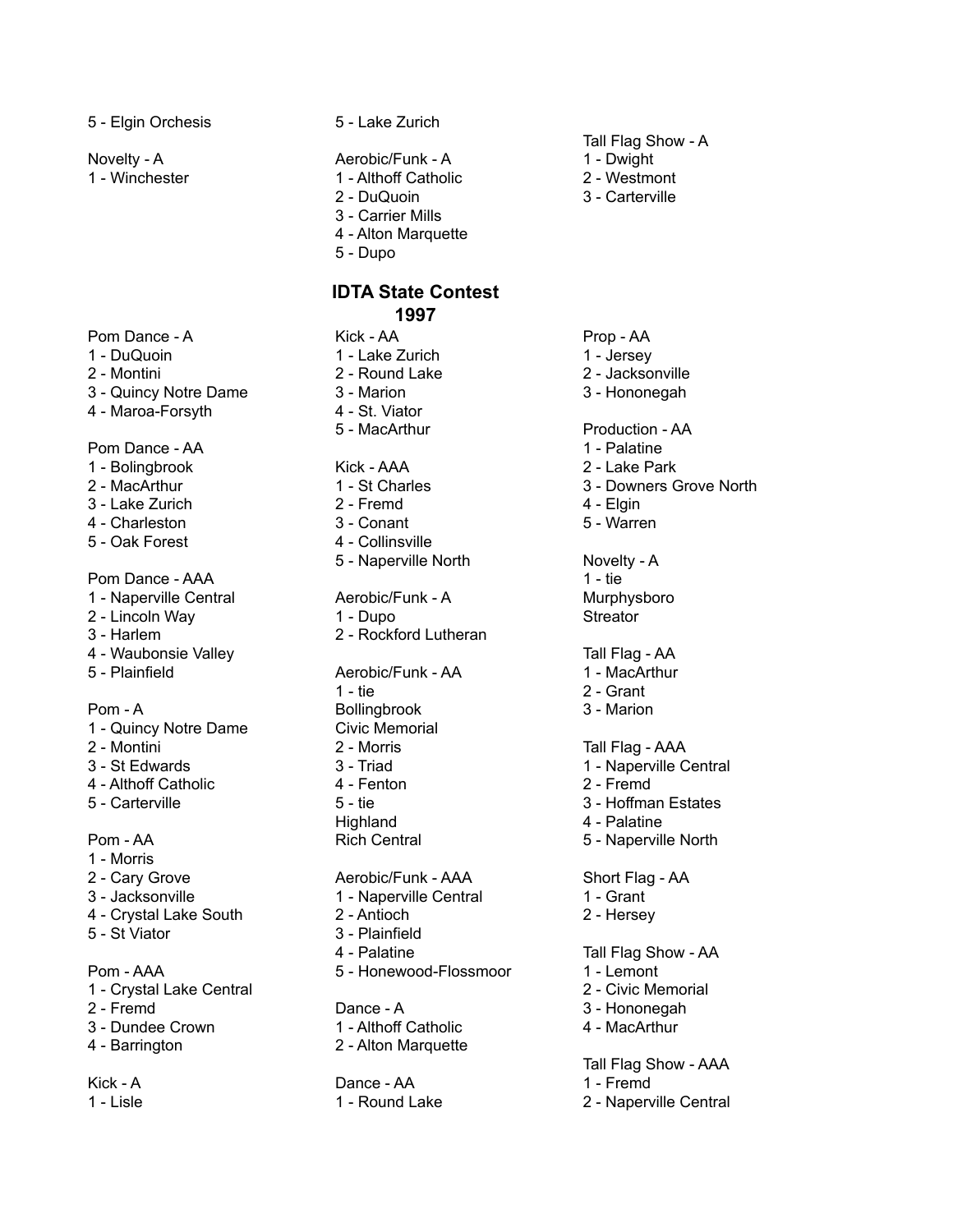5 - Elgin Orchesis

Novelty - A
1 - Winchester

5 - Lake Zurich

Aerobic/Funk - A
1 - Althoff Catholic
2 - DuQuoin
3 - Carrier Mills
4 - Alton Marquette
5 - Dupo

Tall Flag Show - A
1 - Dwight
2 - Westmont
3 - Carterville

## IDTA State Contest 1997

Pom Dance - A
1 - DuQuoin
2 - Montini
3 - Quincy Notre Dame
4 - Maroa-Forsyth

Pom Dance - AA
1 - Bolingbrook
2 - MacArthur
3 - Lake Zurich
4 - Charleston
5 - Oak Forest

Pom Dance - AAA
1 - Naperville Central
2 - Lincoln Way
3 - Harlem
4 - Waubonsie Valley
5 - Plainfield

Pom - A
1 - Quincy Notre Dame
2 - Montini
3 - St Edwards
4 - Althoff Catholic
5 - Carterville

Pom - AA
1 - Morris
2 - Cary Grove
3 - Jacksonville
4 - Crystal Lake South
5 - St Viator

Pom - AAA
1 - Crystal Lake Central
2 - Fremd
3 - Dundee Crown
4 - Barrington

Kick - A
1 - Lisle

Kick - AA
1 - Lake Zurich
2 - Round Lake
3 - Marion
4 - St. Viator
5 - MacArthur

Kick - AAA
1 - St Charles
2 - Fremd
3 - Conant
4 - Collinsville
5 - Naperville North

Aerobic/Funk - A
1 - Dupo
2 - Rockford Lutheran

Aerobic/Funk - AA
1 - tie
Bollingbrook
Civic Memorial
2 - Morris
3 - Triad
4 - Fenton
5 - tie
Highland
Rich Central

Aerobic/Funk - AAA
1 - Naperville Central
2 - Antioch
3 - Plainfield
4 - Palatine
5 - Honewood-Flossmoor

Dance - A
1 - Althoff Catholic
2 - Alton Marquette

Dance - AA
1 - Round Lake

Prop - AA
1 - Jersey
2 - Jacksonville
3 - Hononegah

Production - AA
1 - Palatine
2 - Lake Park
3 - Downers Grove North
4 - Elgin
5 - Warren

Novelty - A
1 - tie
Murphysboro
Streator

Tall Flag - AA
1 - MacArthur
2 - Grant
3 - Marion

Tall Flag - AAA
1 - Naperville Central
2 - Fremd
3 - Hoffman Estates
4 - Palatine
5 - Naperville North

Short Flag - AA
1 - Grant
2 - Hersey

Tall Flag Show - AA
1 - Lemont
2 - Civic Memorial
3 - Hononegah
4 - MacArthur

Tall Flag Show - AAA
1 - Fremd
2 - Naperville Central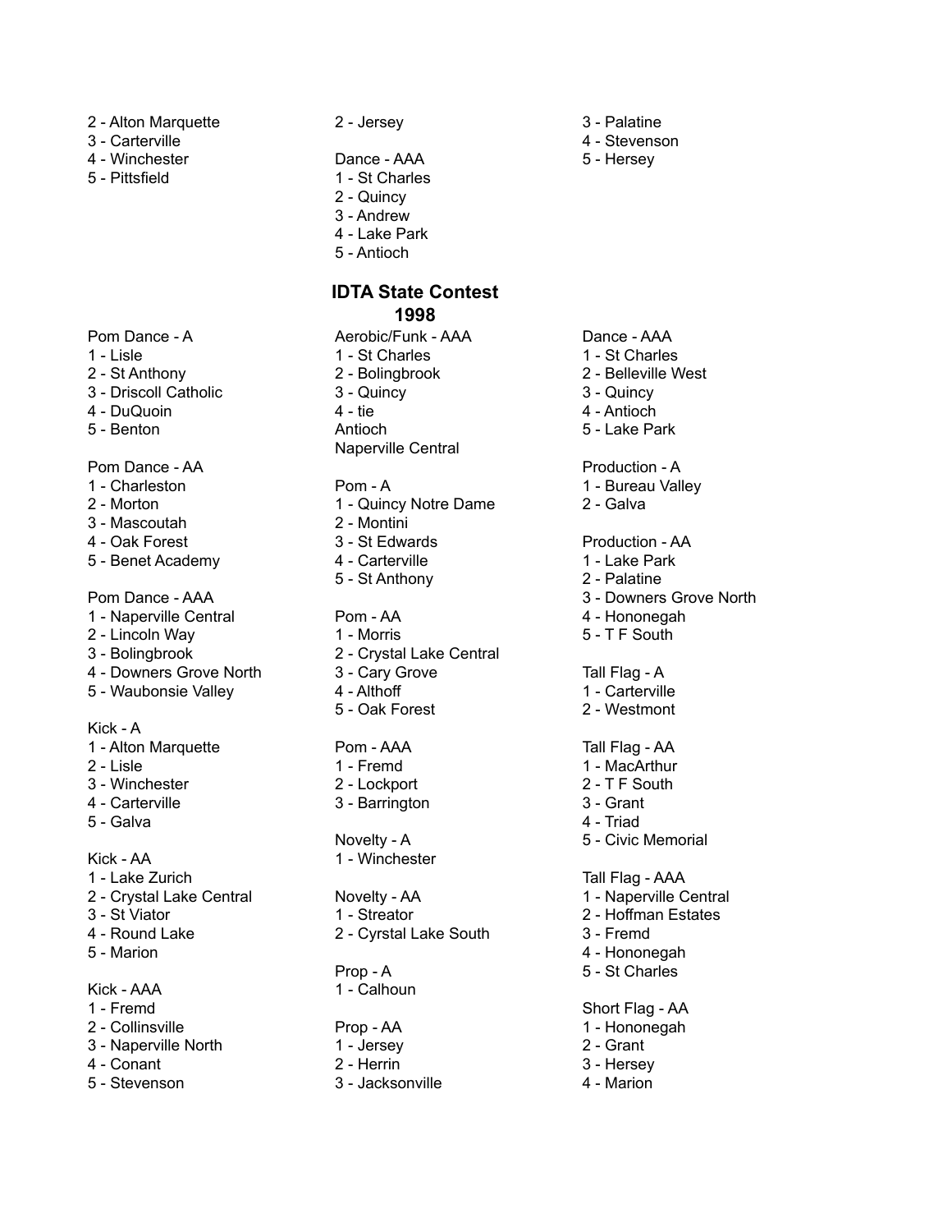2 - Alton Marquette
3 - Carterville
4 - Winchester
5 - Pittsfield

2 - Jersey

Dance - AAA
1 - St Charles
2 - Quincy
3 - Andrew
4 - Lake Park
5 - Antioch

3 - Palatine
4 - Stevenson
5 - Hersey

## IDTA State Contest 1998

Pom Dance - A
1 - Lisle
2 - St Anthony
3 - Driscoll Catholic
4 - DuQuoin
5 - Benton

Pom Dance - AA
1 - Charleston
2 - Morton
3 - Mascoutah
4 - Oak Forest
5 - Benet Academy

Pom Dance - AAA
1 - Naperville Central
2 - Lincoln Way
3 - Bolingbrook
4 - Downers Grove North
5 - Waubonsie Valley

Kick - A
1 - Alton Marquette
2 - Lisle
3 - Winchester
4 - Carterville
5 - Galva

Kick - AA
1 - Lake Zurich
2 - Crystal Lake Central
3 - St Viator
4 - Round Lake
5 - Marion

Kick - AAA
1 - Fremd
2 - Collinsville
3 - Naperville North
4 - Conant
5 - Stevenson

Aerobic/Funk - AAA
1 - St Charles
2 - Bolingbrook
3 - Quincy
4 - tie
Antioch
Naperville Central

Pom - A
1 - Quincy Notre Dame
2 - Montini
3 - St Edwards
4 - Carterville
5 - St Anthony

Pom - AA
1 - Morris
2 - Crystal Lake Central
3 - Cary Grove
4 - Althoff
5 - Oak Forest

Pom - AAA
1 - Fremd
2 - Lockport
3 - Barrington

Novelty - A
1 - Winchester

Novelty - AA
1 - Streator
2 - Cyrstal Lake South

Prop - A
1 - Calhoun

Prop - AA
1 - Jersey
2 - Herrin
3 - Jacksonville

Dance - AAA
1 - St Charles
2 - Belleville West
3 - Quincy
4 - Antioch
5 - Lake Park

Production - A
1 - Bureau Valley
2 - Galva

Production - AA
1 - Lake Park
2 - Palatine
3 - Downers Grove North
4 - Hononegah
5 - T F South

Tall Flag - A
1 - Carterville
2 - Westmont

Tall Flag - AA
1 - MacArthur
2 - T F South
3 - Grant
4 - Triad
5 - Civic Memorial

Tall Flag - AAA
1 - Naperville Central
2 - Hoffman Estates
3 - Fremd
4 - Hononegah
5 - St Charles

Short Flag - AA
1 - Hononegah
2 - Grant
3 - Hersey
4 - Marion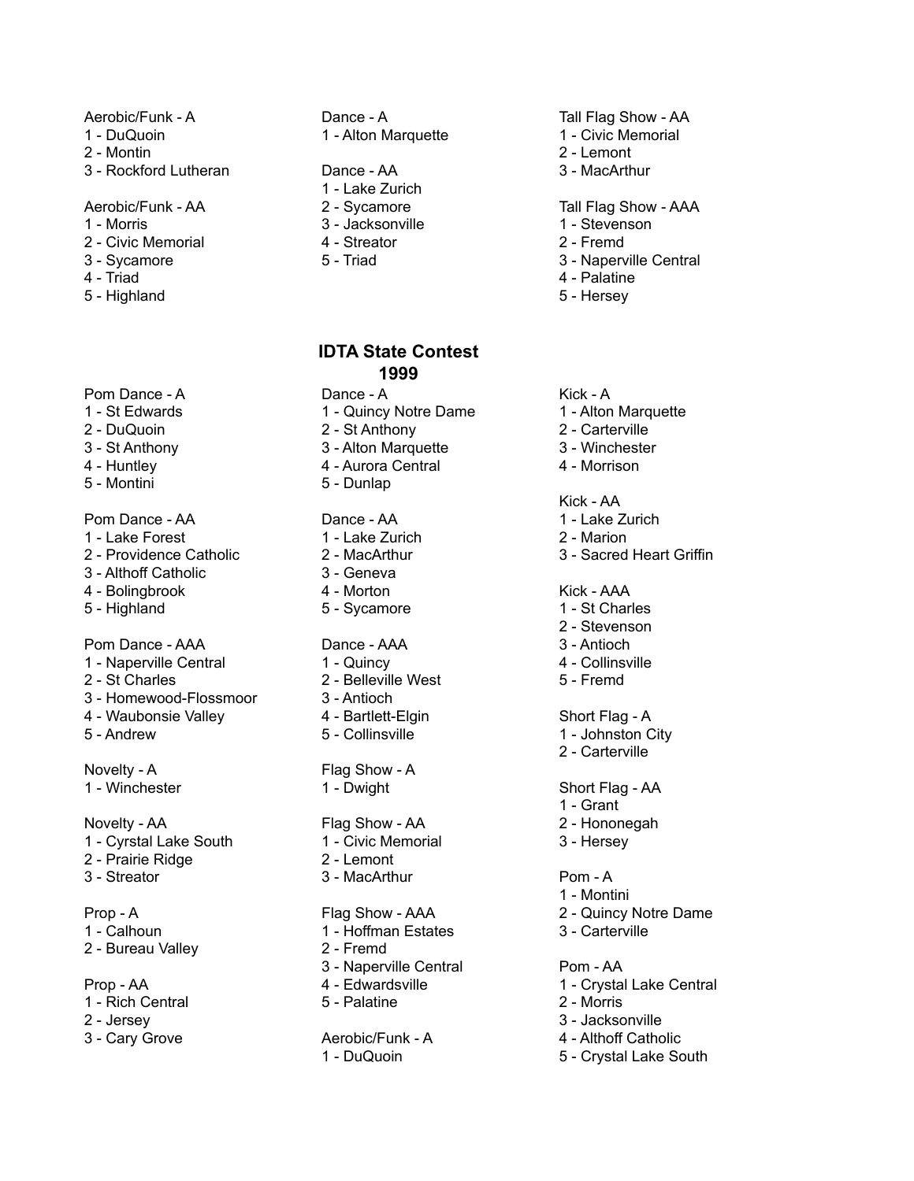Aerobic/Funk - A
1 - DuQuoin
2 - Montin
3 - Rockford Lutheran

Aerobic/Funk - AA
1 - Morris
2 - Civic Memorial
3 - Sycamore
4 - Triad
5 - Highland

Dance - A
1 - Alton Marquette

Dance - AA
1 - Lake Zurich
2 - Sycamore
3 - Jacksonville
4 - Streator
5 - Triad

Tall Flag Show - AA
1 - Civic Memorial
2 - Lemont
3 - MacArthur

Tall Flag Show - AAA
1 - Stevenson
2 - Fremd
3 - Naperville Central
4 - Palatine
5 - Hersey

## IDTA State Contest 1999

Pom Dance - A
1 - St Edwards
2 - DuQuoin
3 - St Anthony
4 - Huntley
5 - Montini

Pom Dance - AA
1 - Lake Forest
2 - Providence Catholic
3 - Althoff Catholic
4 - Bolingbrook
5 - Highland

Pom Dance - AAA
1 - Naperville Central
2 - St Charles
3 - Homewood-Flossmoor
4 - Waubonsie Valley
5 - Andrew

Novelty - A
1 - Winchester

Novelty - AA
1 - Cyrstal Lake South
2 - Prairie Ridge
3 - Streator

Prop - A
1 - Calhoun
2 - Bureau Valley

Prop - AA
1 - Rich Central
2 - Jersey
3 - Cary Grove

Dance - A
1 - Quincy Notre Dame
2 - St Anthony
3 - Alton Marquette
4 - Aurora Central
5 - Dunlap

Dance - AA
1 - Lake Zurich
2 - MacArthur
3 - Geneva
4 - Morton
5 - Sycamore

Dance - AAA
1 - Quincy
2 - Belleville West
3 - Antioch
4 - Bartlett-Elgin
5 - Collinsville

Flag Show - A
1 - Dwight

Flag Show - AA
1 - Civic Memorial
2 - Lemont
3 - MacArthur

Flag Show - AAA
1 - Hoffman Estates
2 - Fremd
3 - Naperville Central
4 - Edwardsville
5 - Palatine

Aerobic/Funk - A
1 - DuQuoin

Kick - A
1 - Alton Marquette
2 - Carterville
3 - Winchester
4 - Morrison

Kick - AA
1 - Lake Zurich
2 - Marion
3 - Sacred Heart Griffin

Kick - AAA
1 - St Charles
2 - Stevenson
3 - Antioch
4 - Collinsville
5 - Fremd

Short Flag - A
1 - Johnston City
2 - Carterville

Short Flag - AA
1 - Grant
2 - Hononegah
3 - Hersey

Pom - A
1 - Montini
2 - Quincy Notre Dame
3 - Carterville

Pom - AA
1 - Crystal Lake Central
2 - Morris
3 - Jacksonville
4 - Althoff Catholic
5 - Crystal Lake South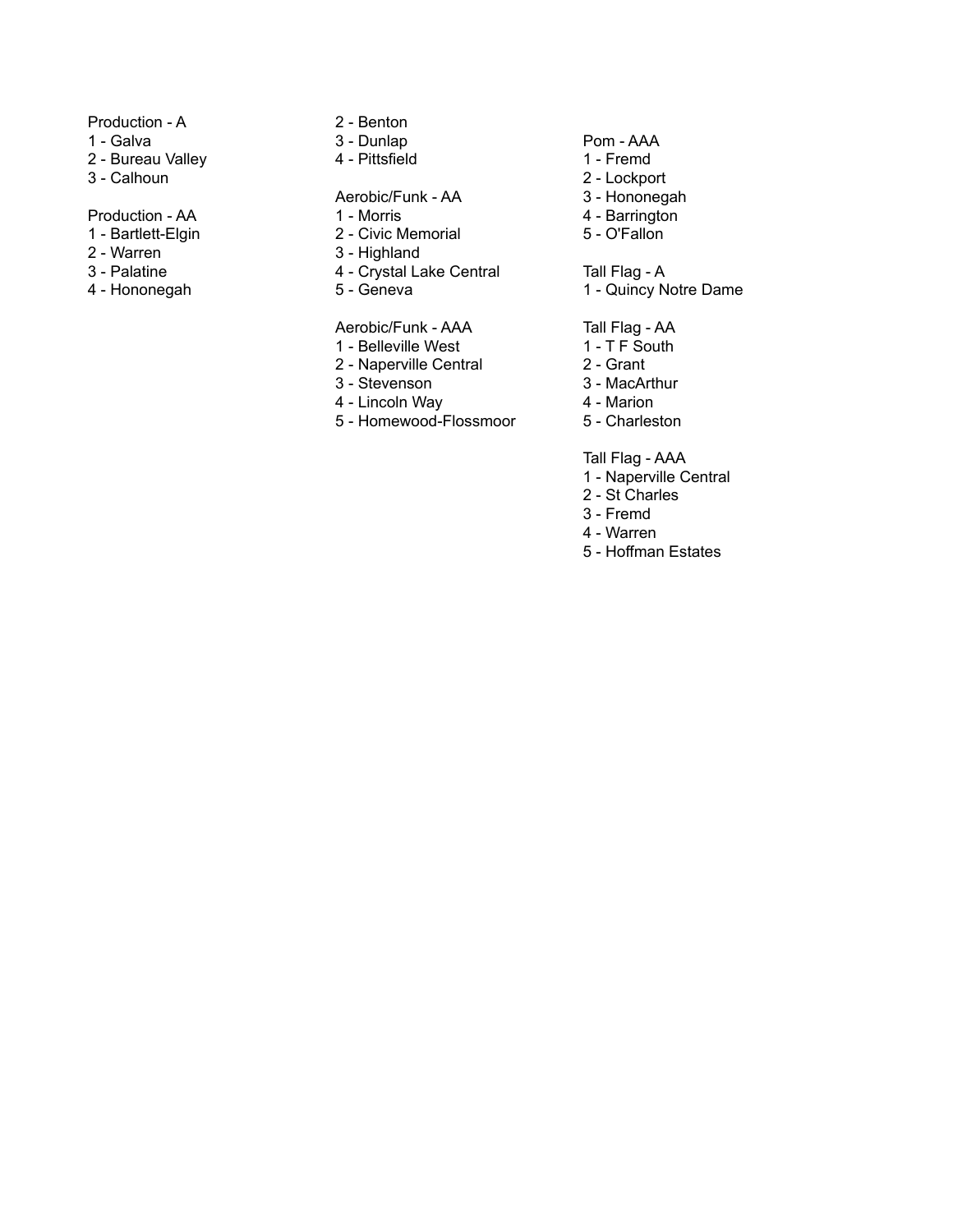Production - A
1 - Galva
2 - Bureau Valley
3 - Calhoun

Production - AA
1 - Bartlett-Elgin
2 - Warren
3 - Palatine
4 - Hononegah

2 - Benton
3 - Dunlap
4 - Pittsfield

Aerobic/Funk - AA
1 - Morris
2 - Civic Memorial
3 - Highland
4 - Crystal Lake Central
5 - Geneva

Aerobic/Funk - AAA
1 - Belleville West
2 - Naperville Central
3 - Stevenson
4 - Lincoln Way
5 - Homewood-Flossmoor

Pom - AAA
1 - Fremd
2 - Lockport
3 - Hononegah
4 - Barrington
5 - O'Fallon

Tall Flag - A
1 - Quincy Notre Dame

Tall Flag - AA
1 - T F South
2 - Grant
3 - MacArthur
4 - Marion
5 - Charleston

Tall Flag - AAA
1 - Naperville Central
2 - St Charles
3 - Fremd
4 - Warren
5 - Hoffman Estates